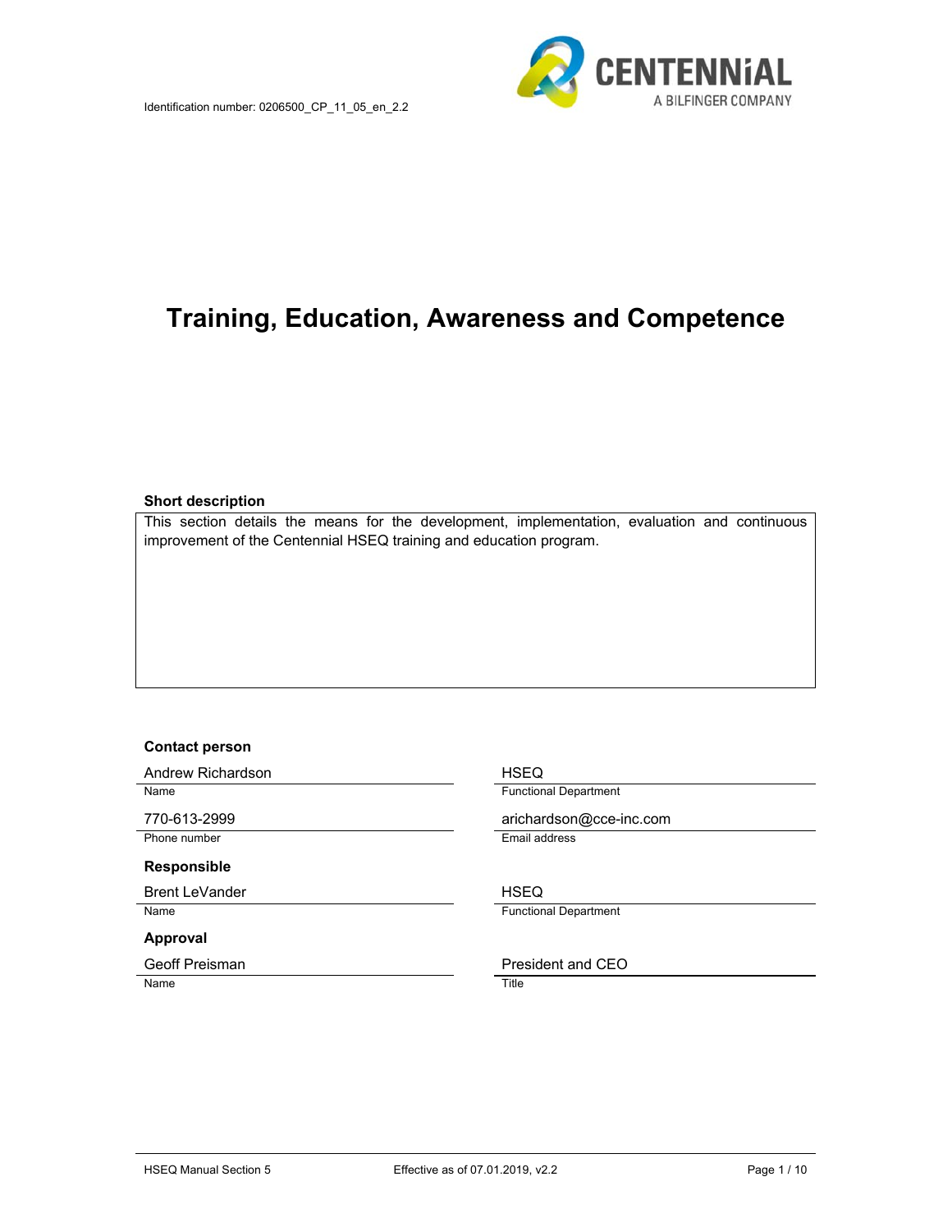Identification number: 0206500_CP_11_05_en_2.2

CENTENNiAL
A BILFINGER COMPANY

# Training, Education, Awareness and Competence

**Short description**

This section details the means for the development, implementation, evaluation and continuous improvement of the Centennial HSEQ training and education program.

**Contact person**

| | |
|---|---|
| Andrew Richardson | HSEQ |
| Name | Functional Department |
| 770-613-2999 | arichardson@cce-inc.com |
| Phone number | Email address |

**Responsible**

| | |
|---|---|
| Brent LeVander | HSEQ |
| Name | Functional Department |

**Approval**

| | |
|---|---|
| Geoff Preisman | President and CEO |
| Name | Title |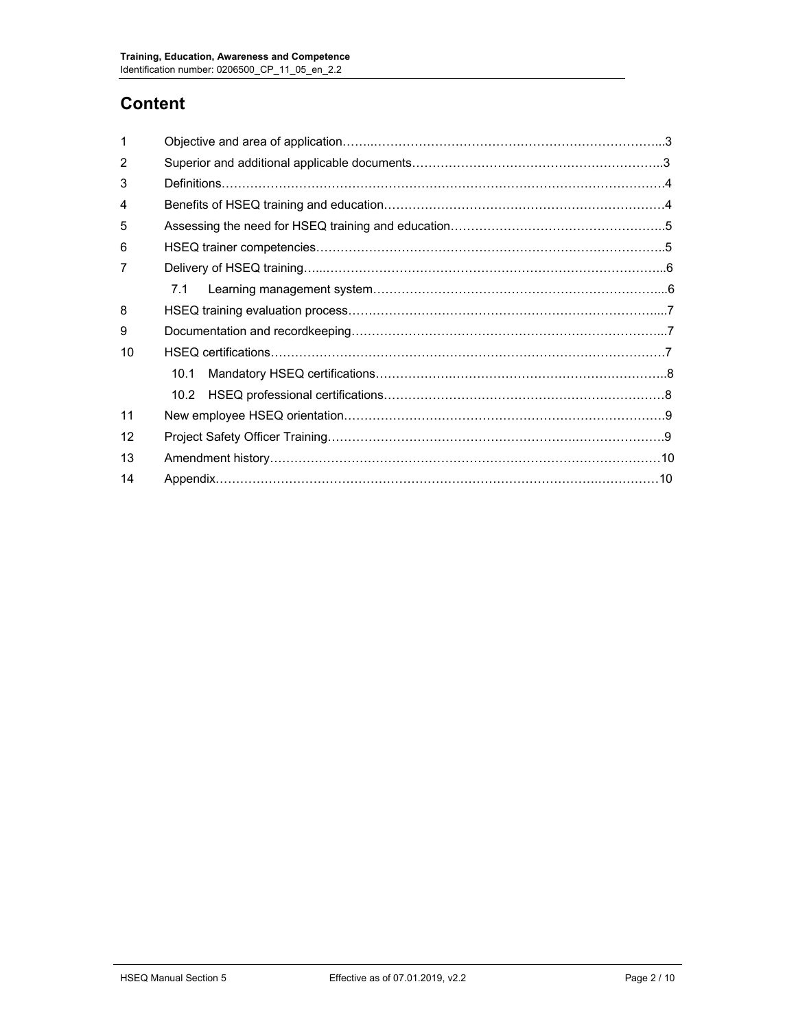# Content

| | | |
|---|---|---|
| 1 | Objective and area of application | 3 |
| 2 | Superior and additional applicable documents | 3 |
| 3 | Definitions | 4 |
| 4 | Benefits of HSEQ training and education | 4 |
| 5 | Assessing the need for HSEQ training and education | 5 |
| 6 | HSEQ trainer competencies | 5 |
| 7 | Delivery of HSEQ training | 6 |
| | 7.1 Learning management system | 6 |
| 8 | HSEQ training evaluation process | 7 |
| 9 | Documentation and recordkeeping | 7 |
| 10 | HSEQ certifications | 7 |
| | 10.1 Mandatory HSEQ certifications | 8 |
| | 10.2 HSEQ professional certifications | 8 |
| 11 | New employee HSEQ orientation | 9 |
| 12 | Project Safety Officer Training | 9 |
| 13 | Amendment history | 10 |
| 14 | Appendix | 10 |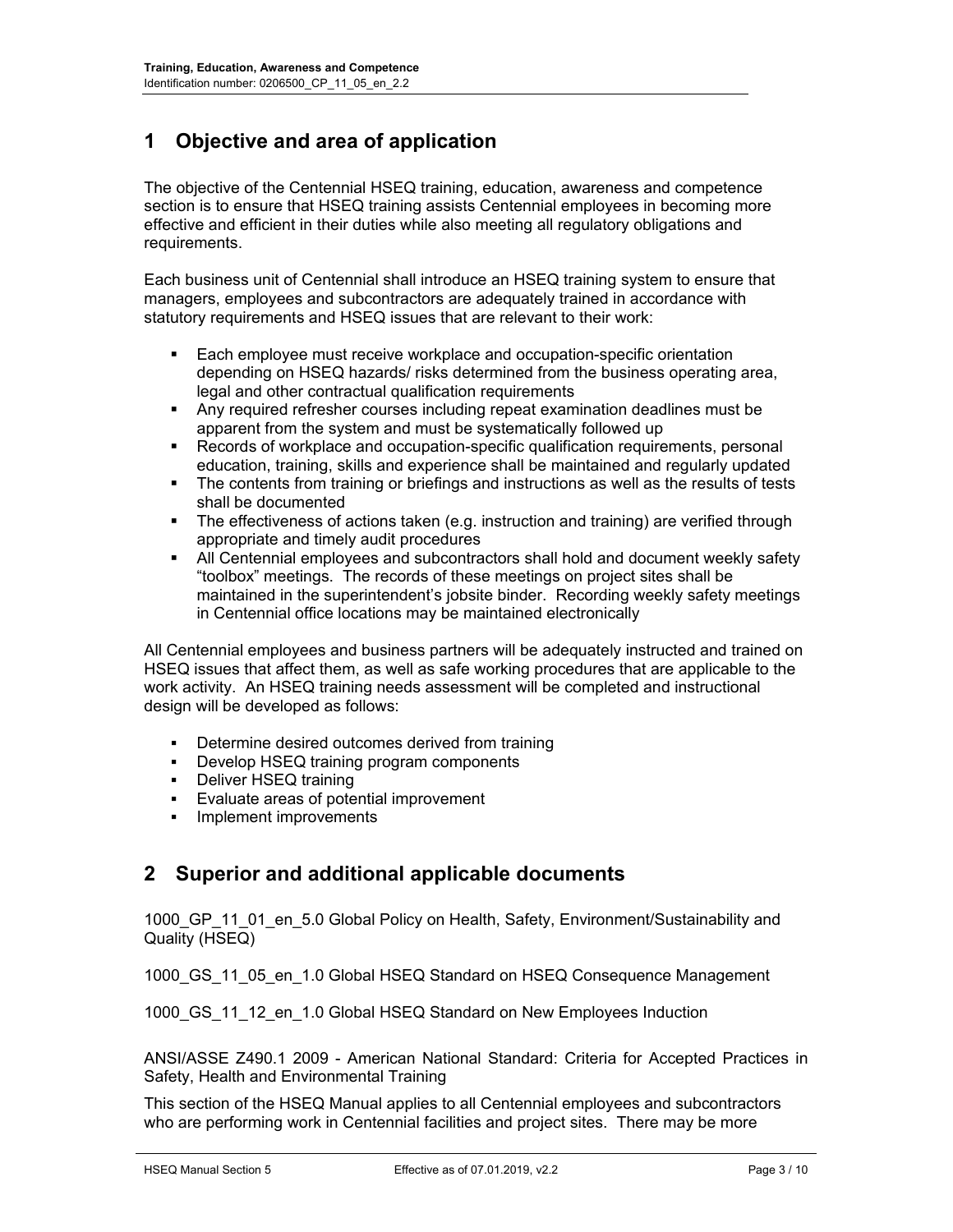# 1 Objective and area of application

The objective of the Centennial HSEQ training, education, awareness and competence section is to ensure that HSEQ training assists Centennial employees in becoming more effective and efficient in their duties while also meeting all regulatory obligations and requirements.

Each business unit of Centennial shall introduce an HSEQ training system to ensure that managers, employees and subcontractors are adequately trained in accordance with statutory requirements and HSEQ issues that are relevant to their work:

- Each employee must receive workplace and occupation-specific orientation depending on HSEQ hazards/ risks determined from the business operating area, legal and other contractual qualification requirements
- Any required refresher courses including repeat examination deadlines must be apparent from the system and must be systematically followed up
- Records of workplace and occupation-specific qualification requirements, personal education, training, skills and experience shall be maintained and regularly updated
- The contents from training or briefings and instructions as well as the results of tests shall be documented
- The effectiveness of actions taken (e.g. instruction and training) are verified through appropriate and timely audit procedures
- All Centennial employees and subcontractors shall hold and document weekly safety "toolbox" meetings. The records of these meetings on project sites shall be maintained in the superintendent's jobsite binder. Recording weekly safety meetings in Centennial office locations may be maintained electronically

All Centennial employees and business partners will be adequately instructed and trained on HSEQ issues that affect them, as well as safe working procedures that are applicable to the work activity. An HSEQ training needs assessment will be completed and instructional design will be developed as follows:

- Determine desired outcomes derived from training
- Develop HSEQ training program components
- Deliver HSEQ training
- Evaluate areas of potential improvement
- Implement improvements

# 2 Superior and additional applicable documents

1000_GP_11_01_en_5.0 Global Policy on Health, Safety, Environment/Sustainability and Quality (HSEQ)

1000_GS_11_05_en_1.0 Global HSEQ Standard on HSEQ Consequence Management

1000_GS_11_12_en_1.0 Global HSEQ Standard on New Employees Induction

ANSI/ASSE Z490.1 2009 - American National Standard: Criteria for Accepted Practices in Safety, Health and Environmental Training

This section of the HSEQ Manual applies to all Centennial employees and subcontractors who are performing work in Centennial facilities and project sites. There may be more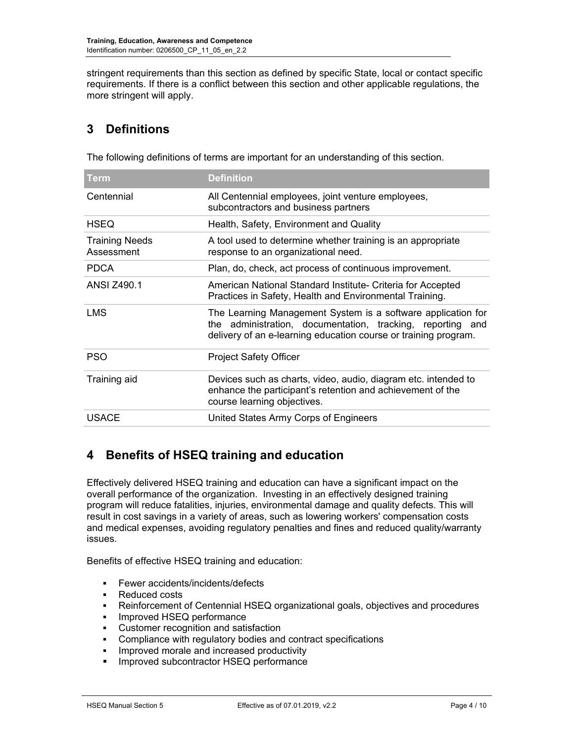stringent requirements than this section as defined by specific State, local or contact specific requirements. If there is a conflict between this section and other applicable regulations, the more stringent will apply.

## 3 Definitions

The following definitions of terms are important for an understanding of this section.

| Term | Definition |
|---|---|
| Centennial | All Centennial employees, joint venture employees, subcontractors and business partners |
| HSEQ | Health, Safety, Environment and Quality |
| Training Needs Assessment | A tool used to determine whether training is an appropriate response to an organizational need. |
| PDCA | Plan, do, check, act process of continuous improvement. |
| ANSI Z490.1 | American National Standard Institute- Criteria for Accepted Practices in Safety, Health and Environmental Training. |
| LMS | The Learning Management System is a software application for the administration, documentation, tracking, reporting and delivery of an e-learning education course or training program. |
| PSO | Project Safety Officer |
| Training aid | Devices such as charts, video, audio, diagram etc. intended to enhance the participant's retention and achievement of the course learning objectives. |
| USACE | United States Army Corps of Engineers |

## 4 Benefits of HSEQ training and education

Effectively delivered HSEQ training and education can have a significant impact on the overall performance of the organization. Investing in an effectively designed training program will reduce fatalities, injuries, environmental damage and quality defects. This will result in cost savings in a variety of areas, such as lowering workers' compensation costs and medical expenses, avoiding regulatory penalties and fines and reduced quality/warranty issues.

Benefits of effective HSEQ training and education:

- Fewer accidents/incidents/defects
- Reduced costs
- Reinforcement of Centennial HSEQ organizational goals, objectives and procedures
- Improved HSEQ performance
- Customer recognition and satisfaction
- Compliance with regulatory bodies and contract specifications
- Improved morale and increased productivity
- Improved subcontractor HSEQ performance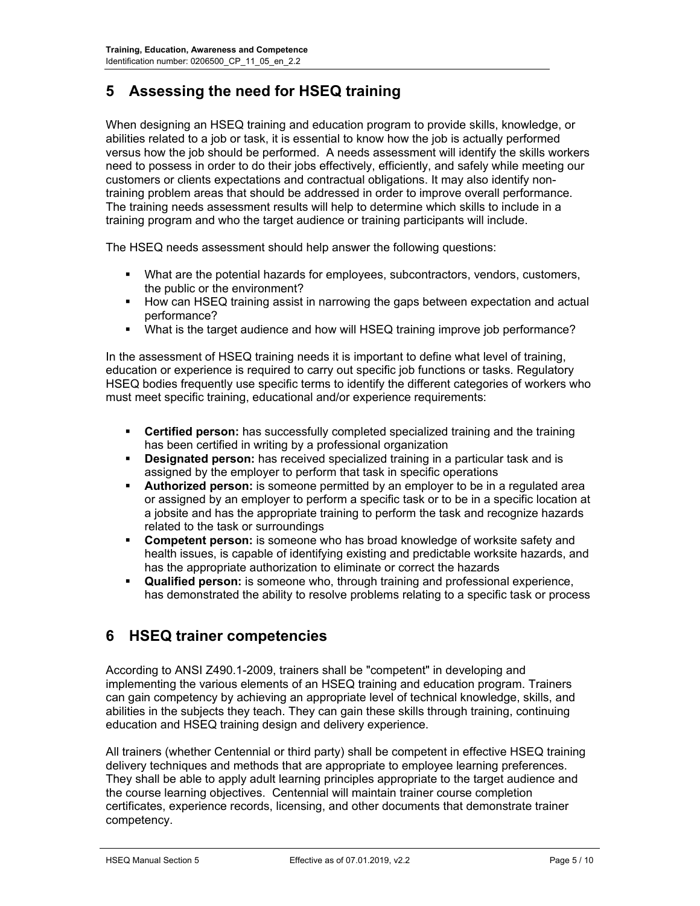## 5 Assessing the need for HSEQ training

When designing an HSEQ training and education program to provide skills, knowledge, or abilities related to a job or task, it is essential to know how the job is actually performed versus how the job should be performed. A needs assessment will identify the skills workers need to possess in order to do their jobs effectively, efficiently, and safely while meeting our customers or clients expectations and contractual obligations. It may also identify non-training problem areas that should be addressed in order to improve overall performance. The training needs assessment results will help to determine which skills to include in a training program and who the target audience or training participants will include.

The HSEQ needs assessment should help answer the following questions:

- What are the potential hazards for employees, subcontractors, vendors, customers, the public or the environment?
- How can HSEQ training assist in narrowing the gaps between expectation and actual performance?
- What is the target audience and how will HSEQ training improve job performance?

In the assessment of HSEQ training needs it is important to define what level of training, education or experience is required to carry out specific job functions or tasks. Regulatory HSEQ bodies frequently use specific terms to identify the different categories of workers who must meet specific training, educational and/or experience requirements:

- **Certified person:** has successfully completed specialized training and the training has been certified in writing by a professional organization
- **Designated person:** has received specialized training in a particular task and is assigned by the employer to perform that task in specific operations
- **Authorized person:** is someone permitted by an employer to be in a regulated area or assigned by an employer to perform a specific task or to be in a specific location at a jobsite and has the appropriate training to perform the task and recognize hazards related to the task or surroundings
- **Competent person:** is someone who has broad knowledge of worksite safety and health issues, is capable of identifying existing and predictable worksite hazards, and has the appropriate authorization to eliminate or correct the hazards
- **Qualified person:** is someone who, through training and professional experience, has demonstrated the ability to resolve problems relating to a specific task or process

## 6 HSEQ trainer competencies

According to ANSI Z490.1-2009, trainers shall be "competent" in developing and implementing the various elements of an HSEQ training and education program. Trainers can gain competency by achieving an appropriate level of technical knowledge, skills, and abilities in the subjects they teach. They can gain these skills through training, continuing education and HSEQ training design and delivery experience.

All trainers (whether Centennial or third party) shall be competent in effective HSEQ training delivery techniques and methods that are appropriate to employee learning preferences. They shall be able to apply adult learning principles appropriate to the target audience and the course learning objectives. Centennial will maintain trainer course completion certificates, experience records, licensing, and other documents that demonstrate trainer competency.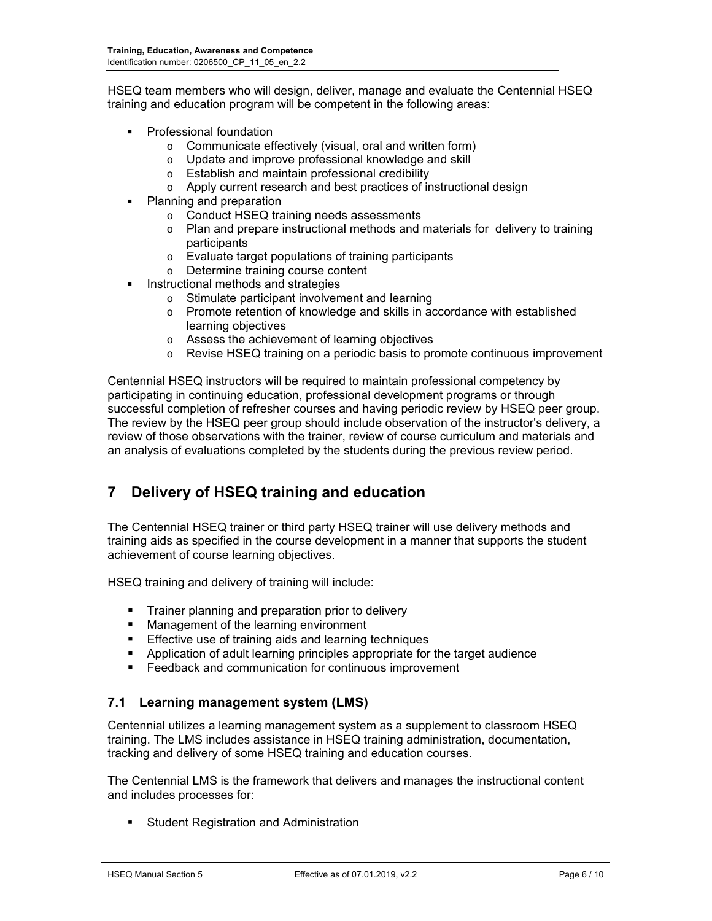HSEQ team members who will design, deliver, manage and evaluate the Centennial HSEQ training and education program will be competent in the following areas:

- Professional foundation
  - Communicate effectively (visual, oral and written form)
  - Update and improve professional knowledge and skill
  - Establish and maintain professional credibility
  - Apply current research and best practices of instructional design
- Planning and preparation
  - Conduct HSEQ training needs assessments
  - Plan and prepare instructional methods and materials for delivery to training participants
  - Evaluate target populations of training participants
  - Determine training course content
- Instructional methods and strategies
  - Stimulate participant involvement and learning
  - Promote retention of knowledge and skills in accordance with established learning objectives
  - Assess the achievement of learning objectives
  - Revise HSEQ training on a periodic basis to promote continuous improvement

Centennial HSEQ instructors will be required to maintain professional competency by participating in continuing education, professional development programs or through successful completion of refresher courses and having periodic review by HSEQ peer group. The review by the HSEQ peer group should include observation of the instructor's delivery, a review of those observations with the trainer, review of course curriculum and materials and an analysis of evaluations completed by the students during the previous review period.

# 7 Delivery of HSEQ training and education

The Centennial HSEQ trainer or third party HSEQ trainer will use delivery methods and training aids as specified in the course development in a manner that supports the student achievement of course learning objectives.

HSEQ training and delivery of training will include:

- Trainer planning and preparation prior to delivery
- Management of the learning environment
- Effective use of training aids and learning techniques
- Application of adult learning principles appropriate for the target audience
- Feedback and communication for continuous improvement

## 7.1 Learning management system (LMS)

Centennial utilizes a learning management system as a supplement to classroom HSEQ training. The LMS includes assistance in HSEQ training administration, documentation, tracking and delivery of some HSEQ training and education courses.

The Centennial LMS is the framework that delivers and manages the instructional content and includes processes for:

- Student Registration and Administration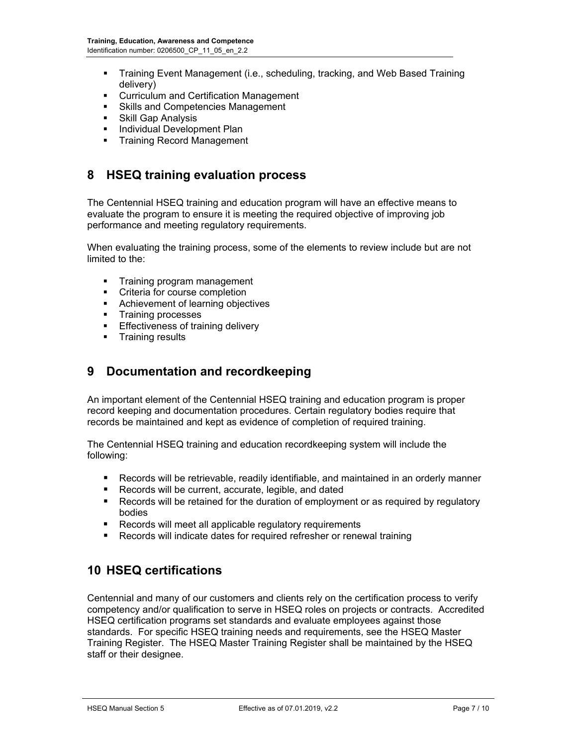- Training Event Management (i.e., scheduling, tracking, and Web Based Training delivery)
- Curriculum and Certification Management
- Skills and Competencies Management
- Skill Gap Analysis
- Individual Development Plan
- Training Record Management

## 8 HSEQ training evaluation process

The Centennial HSEQ training and education program will have an effective means to evaluate the program to ensure it is meeting the required objective of improving job performance and meeting regulatory requirements.

When evaluating the training process, some of the elements to review include but are not limited to the:

- Training program management
- Criteria for course completion
- Achievement of learning objectives
- Training processes
- Effectiveness of training delivery
- Training results

## 9 Documentation and recordkeeping

An important element of the Centennial HSEQ training and education program is proper record keeping and documentation procedures. Certain regulatory bodies require that records be maintained and kept as evidence of completion of required training.

The Centennial HSEQ training and education recordkeeping system will include the following:

- Records will be retrievable, readily identifiable, and maintained in an orderly manner
- Records will be current, accurate, legible, and dated
- Records will be retained for the duration of employment or as required by regulatory bodies
- Records will meet all applicable regulatory requirements
- Records will indicate dates for required refresher or renewal training

## 10 HSEQ certifications

Centennial and many of our customers and clients rely on the certification process to verify competency and/or qualification to serve in HSEQ roles on projects or contracts. Accredited HSEQ certification programs set standards and evaluate employees against those standards. For specific HSEQ training needs and requirements, see the HSEQ Master Training Register. The HSEQ Master Training Register shall be maintained by the HSEQ staff or their designee.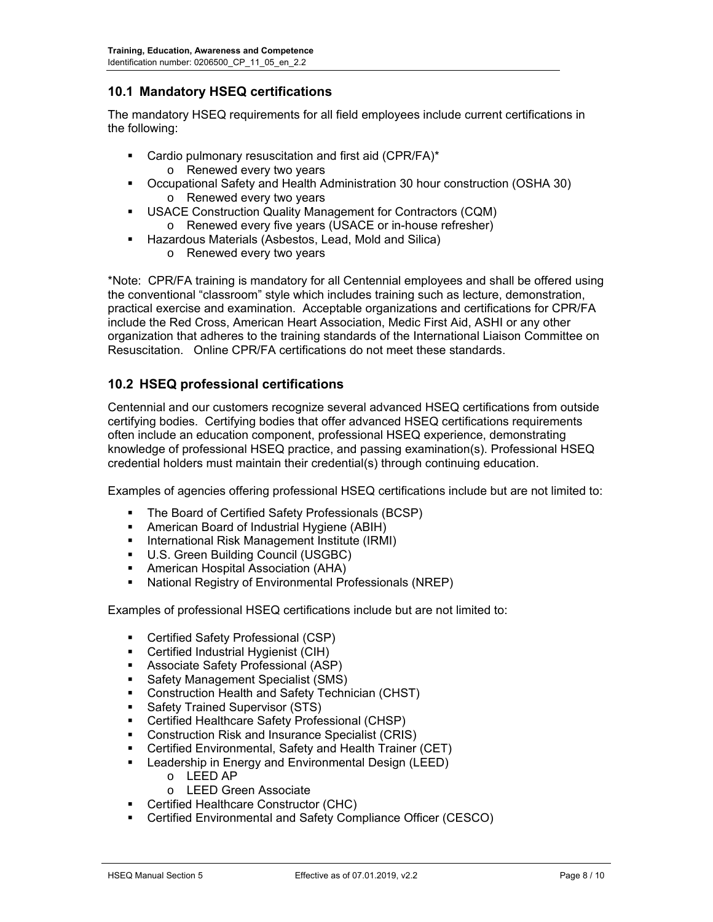## 10.1 Mandatory HSEQ certifications

The mandatory HSEQ requirements for all field employees include current certifications in the following:

- Cardio pulmonary resuscitation and first aid (CPR/FA)*
  - Renewed every two years
- Occupational Safety and Health Administration 30 hour construction (OSHA 30)
  - Renewed every two years
- USACE Construction Quality Management for Contractors (CQM)
  - Renewed every five years (USACE or in-house refresher)
- Hazardous Materials (Asbestos, Lead, Mold and Silica)
  - Renewed every two years

*Note: CPR/FA training is mandatory for all Centennial employees and shall be offered using the conventional "classroom" style which includes training such as lecture, demonstration, practical exercise and examination. Acceptable organizations and certifications for CPR/FA include the Red Cross, American Heart Association, Medic First Aid, ASHI or any other organization that adheres to the training standards of the International Liaison Committee on Resuscitation. Online CPR/FA certifications do not meet these standards.

## 10.2 HSEQ professional certifications

Centennial and our customers recognize several advanced HSEQ certifications from outside certifying bodies. Certifying bodies that offer advanced HSEQ certifications requirements often include an education component, professional HSEQ experience, demonstrating knowledge of professional HSEQ practice, and passing examination(s). Professional HSEQ credential holders must maintain their credential(s) through continuing education.

Examples of agencies offering professional HSEQ certifications include but are not limited to:

- The Board of Certified Safety Professionals (BCSP)
- American Board of Industrial Hygiene (ABIH)
- International Risk Management Institute (IRMI)
- U.S. Green Building Council (USGBC)
- American Hospital Association (AHA)
- National Registry of Environmental Professionals (NREP)

Examples of professional HSEQ certifications include but are not limited to:

- Certified Safety Professional (CSP)
- Certified Industrial Hygienist (CIH)
- Associate Safety Professional (ASP)
- Safety Management Specialist (SMS)
- Construction Health and Safety Technician (CHST)
- Safety Trained Supervisor (STS)
- Certified Healthcare Safety Professional (CHSP)
- Construction Risk and Insurance Specialist (CRIS)
- Certified Environmental, Safety and Health Trainer (CET)
- Leadership in Energy and Environmental Design (LEED)
  - LEED AP
  - LEED Green Associate
- Certified Healthcare Constructor (CHC)
- Certified Environmental and Safety Compliance Officer (CESCO)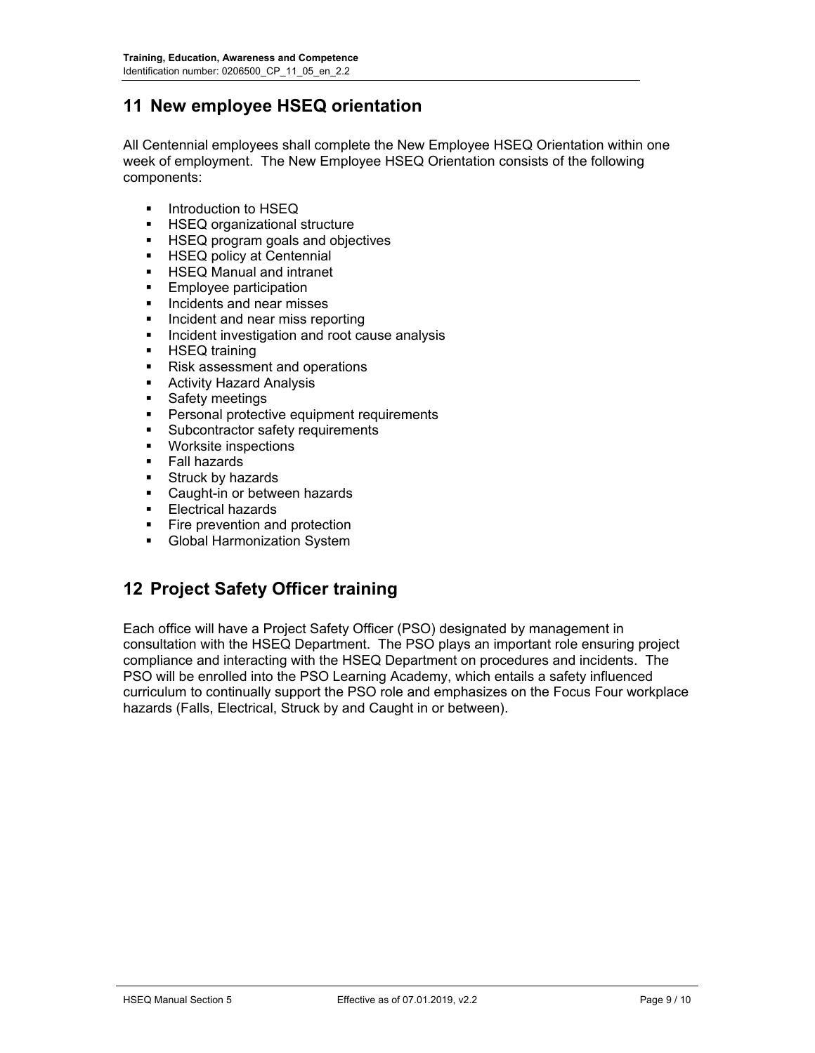## 11 New employee HSEQ orientation

All Centennial employees shall complete the New Employee HSEQ Orientation within one week of employment. The New Employee HSEQ Orientation consists of the following components:

- Introduction to HSEQ
- HSEQ organizational structure
- HSEQ program goals and objectives
- HSEQ policy at Centennial
- HSEQ Manual and intranet
- Employee participation
- Incidents and near misses
- Incident and near miss reporting
- Incident investigation and root cause analysis
- HSEQ training
- Risk assessment and operations
- Activity Hazard Analysis
- Safety meetings
- Personal protective equipment requirements
- Subcontractor safety requirements
- Worksite inspections
- Fall hazards
- Struck by hazards
- Caught-in or between hazards
- Electrical hazards
- Fire prevention and protection
- Global Harmonization System

## 12 Project Safety Officer training

Each office will have a Project Safety Officer (PSO) designated by management in consultation with the HSEQ Department. The PSO plays an important role ensuring project compliance and interacting with the HSEQ Department on procedures and incidents. The PSO will be enrolled into the PSO Learning Academy, which entails a safety influenced curriculum to continually support the PSO role and emphasizes on the Focus Four workplace hazards (Falls, Electrical, Struck by and Caught in or between).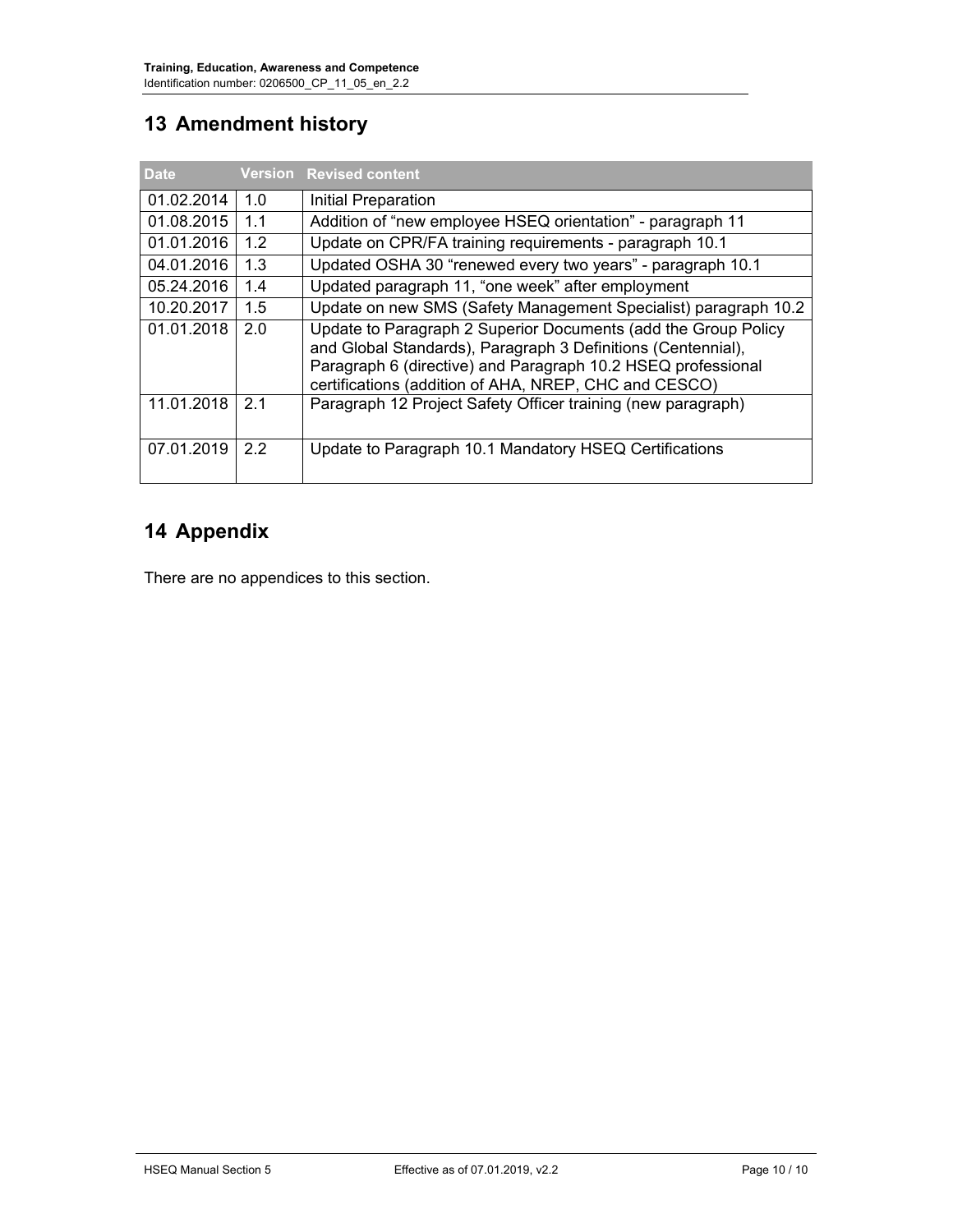## 13 Amendment history

| Date | Version | Revised content |
|---|---|---|
| 01.02.2014 | 1.0 | Initial Preparation |
| 01.08.2015 | 1.1 | Addition of "new employee HSEQ orientation" - paragraph 11 |
| 01.01.2016 | 1.2 | Update on CPR/FA training requirements - paragraph 10.1 |
| 04.01.2016 | 1.3 | Updated OSHA 30 "renewed every two years" - paragraph 10.1 |
| 05.24.2016 | 1.4 | Updated paragraph 11, "one week" after employment |
| 10.20.2017 | 1.5 | Update on new SMS (Safety Management Specialist) paragraph 10.2 |
| 01.01.2018 | 2.0 | Update to Paragraph 2 Superior Documents (add the Group Policy and Global Standards), Paragraph 3 Definitions (Centennial), Paragraph 6 (directive) and Paragraph 10.2 HSEQ professional certifications (addition of AHA, NREP, CHC and CESCO) |
| 11.01.2018 | 2.1 | Paragraph 12 Project Safety Officer training (new paragraph) |
| 07.01.2019 | 2.2 | Update to Paragraph 10.1 Mandatory HSEQ Certifications |

## 14 Appendix

There are no appendices to this section.